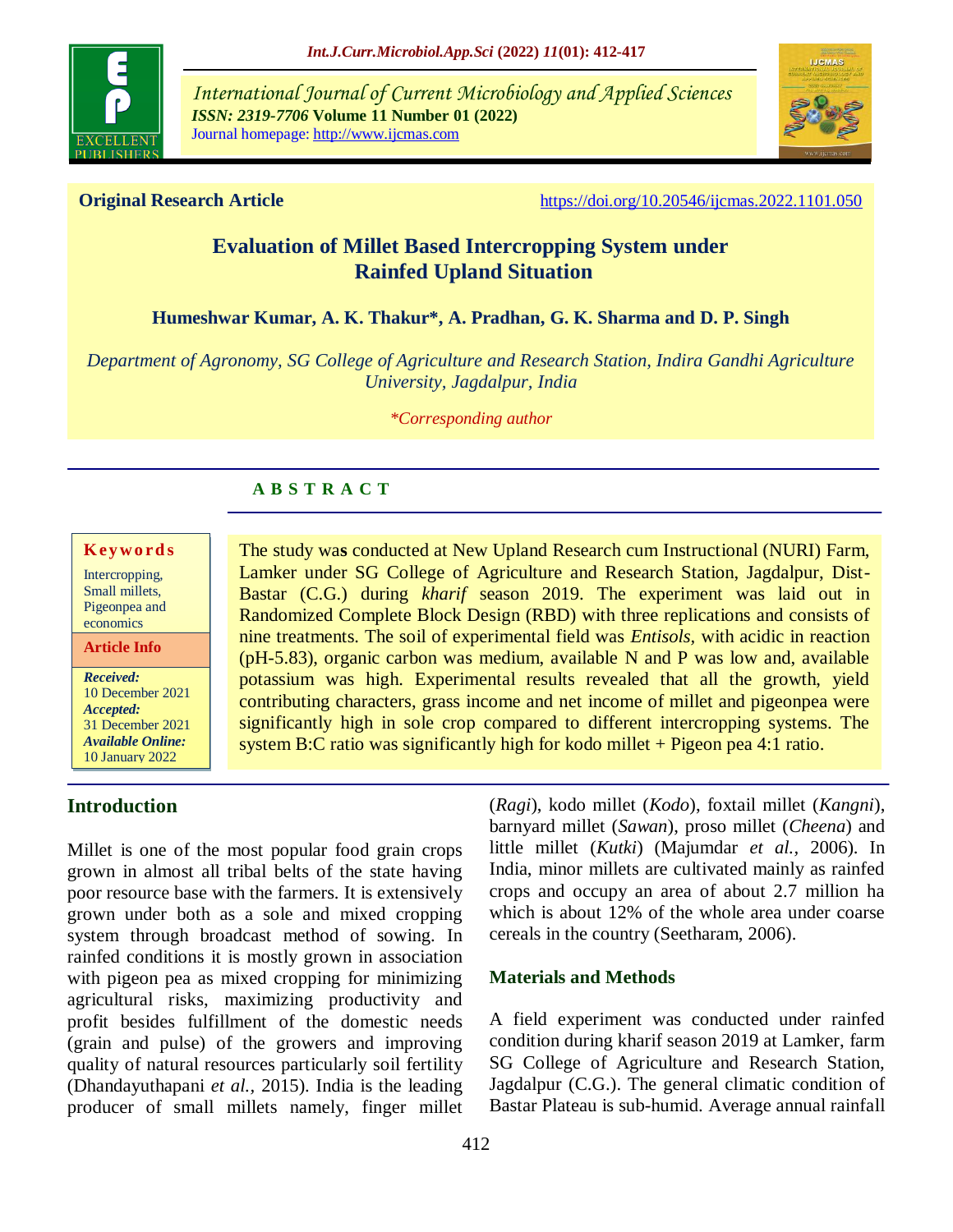**Original Research Article** https://doi.org/10.20546/ijcmas.2022.1101.050

# Evaluation of Millet Based Intercropping System under Rainfed Upland Situation

**Humeshwar Kumar, A. K. Thakur*, A. Pradhan, G. K. Sharma and D. P. Singh**

*Department of Agronomy, SG College of Agriculture and Research Station, Indira Gandhi Agriculture University, Jagdalpur, India*

**Corresponding author*

## ABSTRACT

**Keywords**

Intercropping, Small millets, Pigeonpea and economics

**Article Info**

***Received:*** 10 December 2021
***Accepted:*** 31 December 2021
***Available Online:*** 10 January 2022

The study was conducted at New Upland Research cum Instructional (NURI) Farm, Lamker under SG College of Agriculture and Research Station, Jagdalpur, Dist-Bastar (C.G.) during *kharif* season 2019. The experiment was laid out in Randomized Complete Block Design (RBD) with three replications and consists of nine treatments. The soil of experimental field was *Entisols*, with acidic in reaction (pH-5.83), organic carbon was medium, available N and P was low and, available potassium was high. Experimental results revealed that all the growth, yield contributing characters, grass income and net income of millet and pigeonpea were significantly high in sole crop compared to different intercropping systems. The system B:C ratio was significantly high for kodo millet + Pigeon pea 4:1 ratio.

## Introduction

Millet is one of the most popular food grain crops grown in almost all tribal belts of the state having poor resource base with the farmers. It is extensively grown under both as a sole and mixed cropping system through broadcast method of sowing. In rainfed conditions it is mostly grown in association with pigeon pea as mixed cropping for minimizing agricultural risks, maximizing productivity and profit besides fulfillment of the domestic needs (grain and pulse) of the growers and improving quality of natural resources particularly soil fertility (Dhandayuthapani *et al.,* 2015). India is the leading producer of small millets namely, finger millet (*Ragi*), kodo millet (*Kodo*), foxtail millet (*Kangni*), barnyard millet (*Sawan*), proso millet (*Cheena*) and little millet (*Kutki*) (Majumdar *et al.,* 2006). In India, minor millets are cultivated mainly as rainfed crops and occupy an area of about 2.7 million ha which is about 12% of the whole area under coarse cereals in the country (Seetharam, 2006).

### Materials and Methods

A field experiment was conducted under rainfed condition during kharif season 2019 at Lamker, farm SG College of Agriculture and Research Station, Jagdalpur (C.G.). The general climatic condition of Bastar Plateau is sub-humid. Average annual rainfall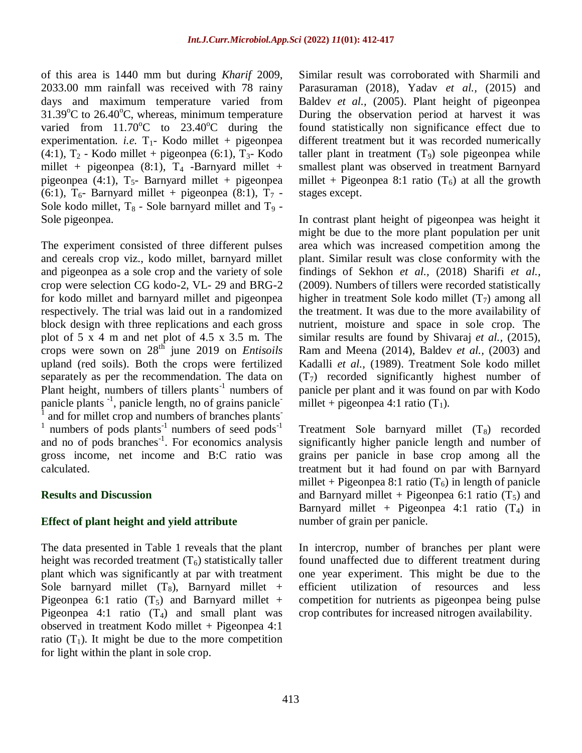of this area is 1440 mm but during *Kharif* 2009, 2033.00 mm rainfall was received with 78 rainy days and maximum temperature varied from 31.39°C to 26.40°C, whereas, minimum temperature varied from 11.70°C to 23.40°C during the experimentation. *i.e.* $T_1$- Kodo millet + pigeonpea (4:1), $T_2$ - Kodo millet + pigeonpea (6:1), $T_3$- Kodo millet + pigeonpea (8:1), $T_4$ -Barnyard millet + pigeonpea (4:1), $T_5$- Barnyard millet + pigeonpea (6:1), $T_6$- Barnyard millet + pigeonpea (8:1), $T_7$ - Sole kodo millet, $T_8$ - Sole barnyard millet and $T_9$ - Sole pigeonpea.

The experiment consisted of three different pulses and cereals crop viz., kodo millet, barnyard millet and pigeonpea as a sole crop and the variety of sole crop were selection CG kodo-2, VL- 29 and BRG-2 for kodo millet and barnyard millet and pigeonpea respectively. The trial was laid out in a randomized block design with three replications and each gross plot of 5 x 4 m and net plot of 4.5 x 3.5 m. The crops were sown on 28th june 2019 on *Entisoils* upland (red soils). Both the crops were fertilized separately as per the recommendation. The data on Plant height, numbers of tillers plants$^{-1}$ numbers of panicle plants $^{-1}$, panicle length, no of grains panicle$^{-1}$ and for millet crop and numbers of branches plants$^{-1}$ numbers of pods plants$^{-1}$ numbers of seed pods$^{-1}$ and no of pods branches$^{-1}$. For economics analysis gross income, net income and B:C ratio was calculated.

## Results and Discussion

### Effect of plant height and yield attribute

The data presented in Table 1 reveals that the plant height was recorded treatment ($T_6$) statistically taller plant which was significantly at par with treatment Sole barnyard millet ($T_8$), Barnyard millet + Pigeonpea 6:1 ratio ($T_5$) and Barnyard millet + Pigeonpea 4:1 ratio ($T_4$) and small plant was observed in treatment Kodo millet + Pigeonpea 4:1 ratio ($T_1$). It might be due to the more competition for light within the plant in sole crop.

Similar result was corroborated with Sharmili and Parasuraman (2018), Yadav *et al.,* (2015) and Baldev *et al.,* (2005). Plant height of pigeonpea During the observation period at harvest it was found statistically non significance effect due to different treatment but it was recorded numerically taller plant in treatment ($T_9$) sole pigeonpea while smallest plant was observed in treatment Barnyard millet + Pigeonpea 8:1 ratio ($T_6$) at all the growth stages except.

In contrast plant height of pigeonpea was height it might be due to the more plant population per unit area which was increased competition among the plant. Similar result was close conformity with the findings of Sekhon *et al.,* (2018) Sharifi *et al.,* (2009). Numbers of tillers were recorded statistically higher in treatment Sole kodo millet ($T_7$) among all the treatment. It was due to the more availability of nutrient, moisture and space in sole crop. The similar results are found by Shivaraj *et al.,* (2015), Ram and Meena (2014), Baldev *et al.,* (2003) and Kadalli *et al.,* (1989). Treatment Sole kodo millet ($T_7$) recorded significantly highest number of panicle per plant and it was found on par with Kodo millet + pigeonpea 4:1 ratio ($T_1$).

Treatment Sole barnyard millet ($T_8$) recorded significantly higher panicle length and number of grains per panicle in base crop among all the treatment but it had found on par with Barnyard millet + Pigeonpea 8:1 ratio ($T_6$) in length of panicle and Barnyard millet + Pigeonpea 6:1 ratio ($T_5$) and Barnyard millet + Pigeonpea 4:1 ratio ($T_4$) in number of grain per panicle.

In intercrop, number of branches per plant were found unaffected due to different treatment during one year experiment. This might be due to the efficient utilization of resources and less competition for nutrients as pigeonpea being pulse crop contributes for increased nitrogen availability.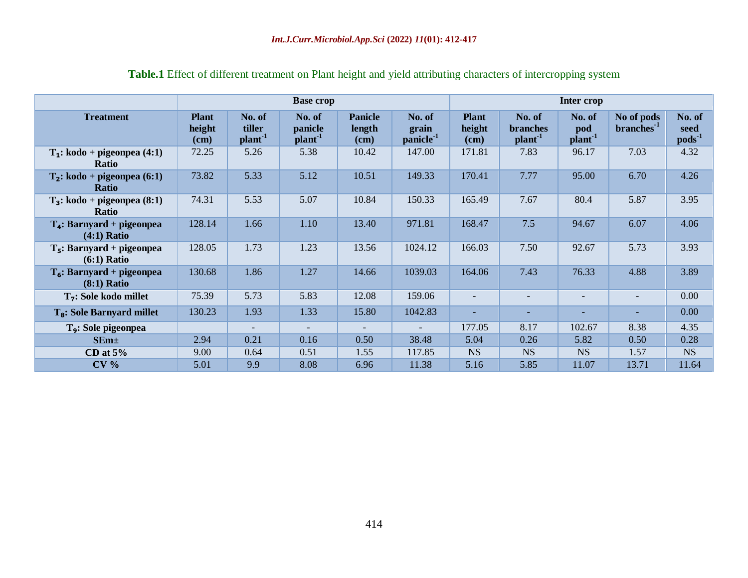**Table.1** Effect of different treatment on Plant height and yield attributing characters of intercropping system

| Treatment | Base crop | | | | | Inter crop | | | | |
|---|---|---|---|---|---|---|---|---|---|---|
| | Plant height (cm) | No. of tiller plant$^{-1}$ | No. of panicle plant$^{-1}$ | Panicle length (cm) | No. of grain panicle$^{-1}$ | Plant height (cm) | No. of branches plant$^{-1}$ | No. of pod plant$^{-1}$ | No of pods branches$^{-1}$ | No. of seed pods$^{-1}$ |
| $T_1$: kodo + pigeonpea (4:1) Ratio | 72.25 | 5.26 | 5.38 | 10.42 | 147.00 | 171.81 | 7.83 | 96.17 | 7.03 | 4.32 |
| $T_2$: kodo + pigeonpea (6:1) Ratio | 73.82 | 5.33 | 5.12 | 10.51 | 149.33 | 170.41 | 7.77 | 95.00 | 6.70 | 4.26 |
| $T_3$: kodo + pigeonpea (8:1) Ratio | 74.31 | 5.53 | 5.07 | 10.84 | 150.33 | 165.49 | 7.67 | 80.4 | 5.87 | 3.95 |
| $T_4$: Barnyard + pigeonpea (4:1) Ratio | 128.14 | 1.66 | 1.10 | 13.40 | 971.81 | 168.47 | 7.5 | 94.67 | 6.07 | 4.06 |
| $T_5$: Barnyard + pigeonpea (6:1) Ratio | 128.05 | 1.73 | 1.23 | 13.56 | 1024.12 | 166.03 | 7.50 | 92.67 | 5.73 | 3.93 |
| $T_6$: Barnyard + pigeonpea (8:1) Ratio | 130.68 | 1.86 | 1.27 | 14.66 | 1039.03 | 164.06 | 7.43 | 76.33 | 4.88 | 3.89 |
| $T_7$: Sole kodo millet | 75.39 | 5.73 | 5.83 | 12.08 | 159.06 | - | - | - | - | 0.00 |
| $T_8$: Sole Barnyard millet | 130.23 | 1.93 | 1.33 | 15.80 | 1042.83 | - | - | - | - | 0.00 |
| $T_9$: Sole pigeonpea | | - | - | - | - | 177.05 | 8.17 | 102.67 | 8.38 | 4.35 |
| SEm± | 2.94 | 0.21 | 0.16 | 0.50 | 38.48 | 5.04 | 0.26 | 5.82 | 0.50 | 0.28 |
| CD at 5% | 9.00 | 0.64 | 0.51 | 1.55 | 117.85 | NS | NS | NS | 1.57 | NS |
| CV % | 5.01 | 9.9 | 8.08 | 6.96 | 11.38 | 5.16 | 5.85 | 11.07 | 13.71 | 11.64 |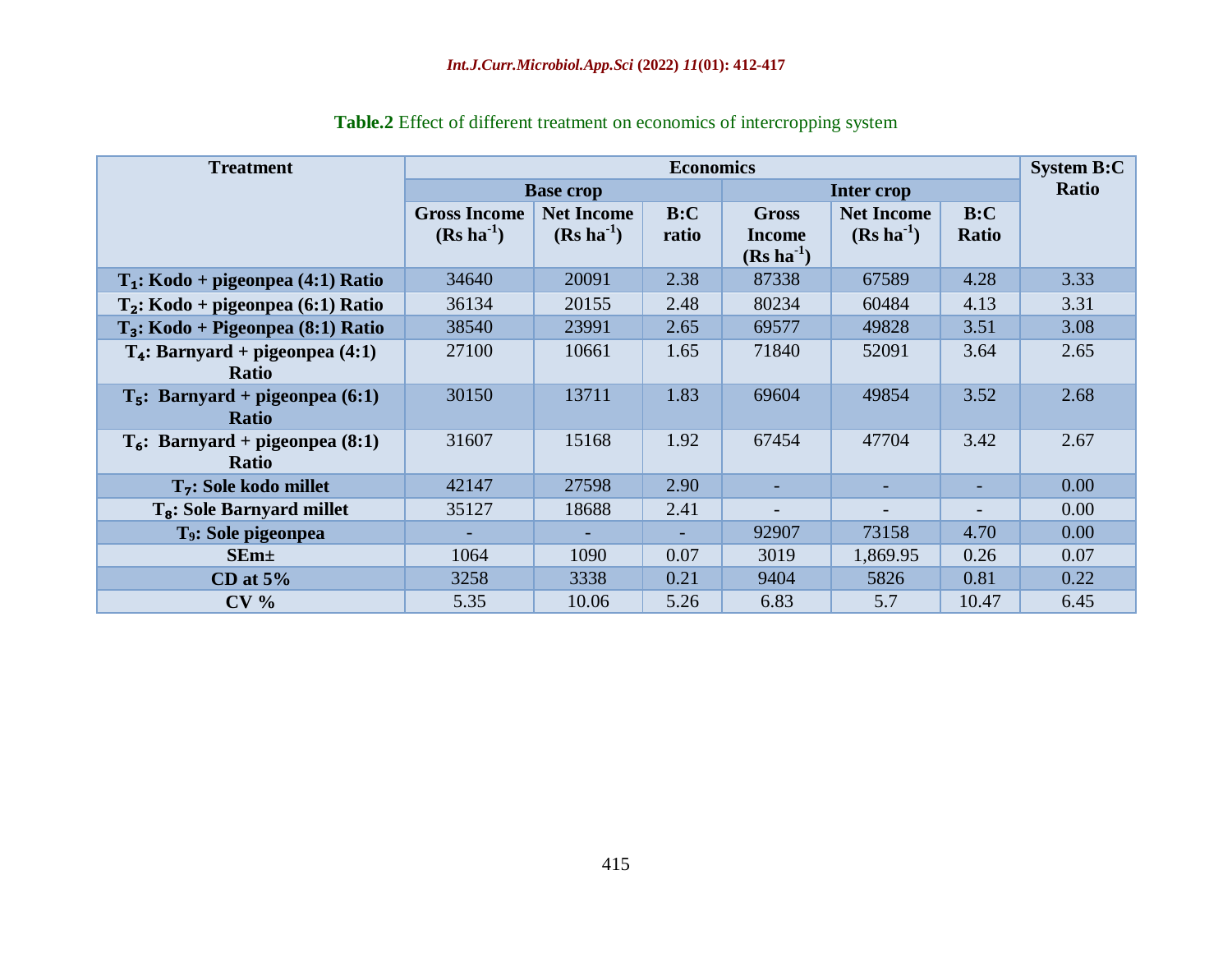**Table.2** Effect of different treatment on economics of intercropping system

| Treatment | Economics | | | | | | System B:C Ratio |
|---|---|---|---|---|---|---|---|
| | Base crop | | | Inter crop | | | |
| | Gross Income (Rs $ha^{-1}$) | Net Income (Rs $ha^{-1}$) | B:C ratio | Gross Income (Rs $ha^{-1}$) | Net Income (Rs $ha^{-1}$) | B:C Ratio | |
| **$T_1$: Kodo + pigeonpea (4:1) Ratio** | 34640 | 20091 | 2.38 | 87338 | 67589 | 4.28 | 3.33 |
| **$T_2$: Kodo + pigeonpea (6:1) Ratio** | 36134 | 20155 | 2.48 | 80234 | 60484 | 4.13 | 3.31 |
| **$T_3$: Kodo + Pigeonpea (8:1) Ratio** | 38540 | 23991 | 2.65 | 69577 | 49828 | 3.51 | 3.08 |
| **$T_4$: Barnyard + pigeonpea (4:1) Ratio** | 27100 | 10661 | 1.65 | 71840 | 52091 | 3.64 | 2.65 |
| **$T_5$: Barnyard + pigeonpea (6:1) Ratio** | 30150 | 13711 | 1.83 | 69604 | 49854 | 3.52 | 2.68 |
| **$T_6$: Barnyard + pigeonpea (8:1) Ratio** | 31607 | 15168 | 1.92 | 67454 | 47704 | 3.42 | 2.67 |
| **$T_7$: Sole kodo millet** | 42147 | 27598 | 2.90 | - | - | - | 0.00 |
| **$T_8$: Sole Barnyard millet** | 35127 | 18688 | 2.41 | - | - | - | 0.00 |
| **$T_9$: Sole pigeonpea** | - | - | - | 92907 | 73158 | 4.70 | 0.00 |
| **SEm±** | 1064 | 1090 | 0.07 | 3019 | 1,869.95 | 0.26 | 0.07 |
| **CD at 5%** | 3258 | 3338 | 0.21 | 9404 | 5826 | 0.81 | 0.22 |
| **CV %** | 5.35 | 10.06 | 5.26 | 6.83 | 5.7 | 10.47 | 6.45 |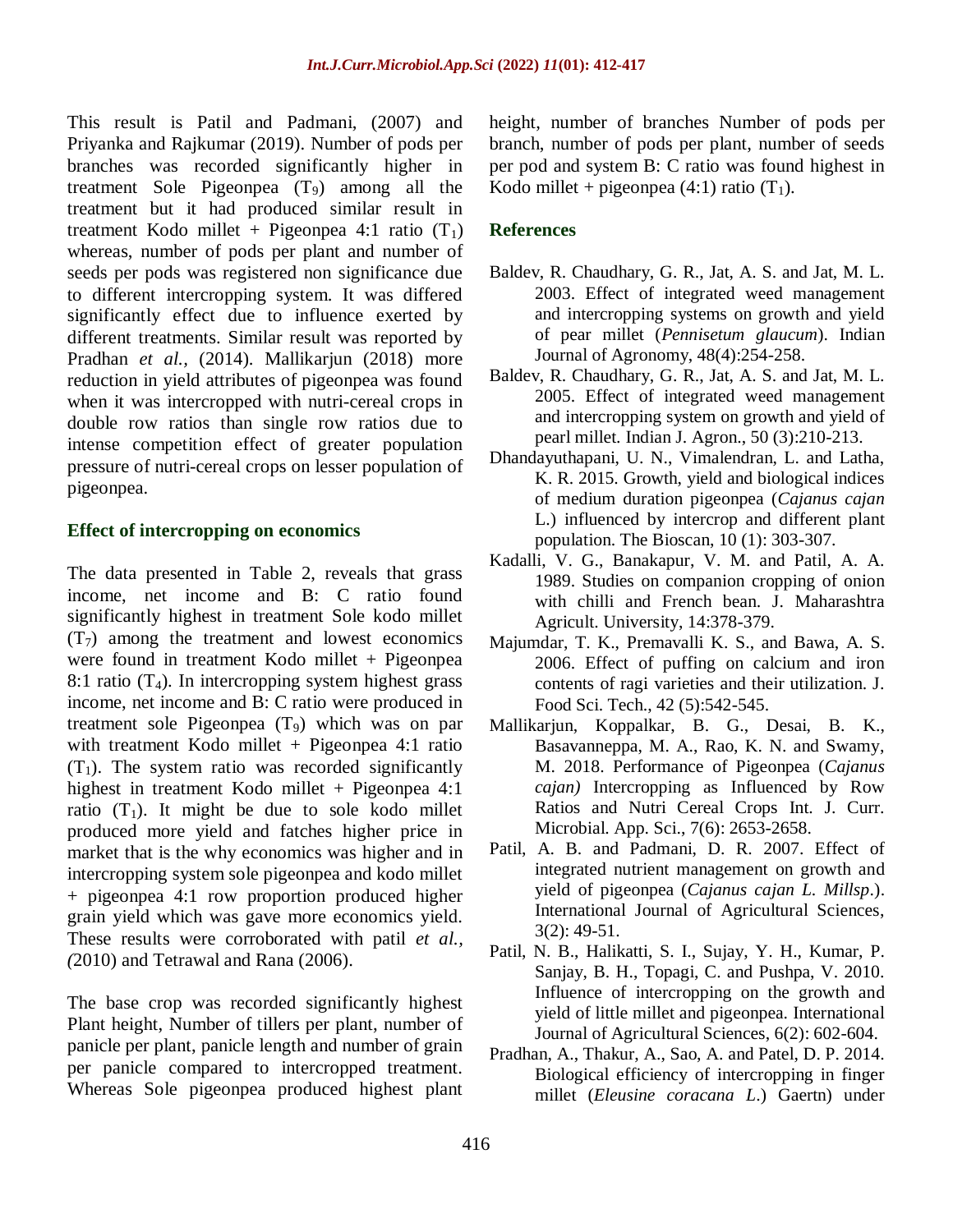This result is Patil and Padmani, (2007) and Priyanka and Rajkumar (2019). Number of pods per branches was recorded significantly higher in treatment Sole Pigeonpea ($T_9$) among all the treatment but it had produced similar result in treatment Kodo millet + Pigeonpea 4:1 ratio ($T_1$) whereas, number of pods per plant and number of seeds per pods was registered non significance due to different intercropping system. It was differed significantly effect due to influence exerted by different treatments. Similar result was reported by Pradhan *et al.,* (2014). Mallikarjun (2018) more reduction in yield attributes of pigeonpea was found when it was intercropped with nutri-cereal crops in double row ratios than single row ratios due to intense competition effect of greater population pressure of nutri-cereal crops on lesser population of pigeonpea.

### Effect of intercropping on economics

The data presented in Table 2, reveals that grass income, net income and B: C ratio found significantly highest in treatment Sole kodo millet ($T_7$) among the treatment and lowest economics were found in treatment Kodo millet + Pigeonpea 8:1 ratio ($T_4$). In intercropping system highest grass income, net income and B: C ratio were produced in treatment sole Pigeonpea ($T_9$) which was on par with treatment Kodo millet + Pigeonpea 4:1 ratio ($T_1$). The system ratio was recorded significantly highest in treatment Kodo millet + Pigeonpea 4:1 ratio ($T_1$). It might be due to sole kodo millet produced more yield and fatches higher price in market that is the why economics was higher and in intercropping system sole pigeonpea and kodo millet + pigeonpea 4:1 row proportion produced higher grain yield which was gave more economics yield. These results were corroborated with patil *et al., (*2010) and Tetrawal and Rana (2006).

The base crop was recorded significantly highest Plant height, Number of tillers per plant, number of panicle per plant, panicle length and number of grain per panicle compared to intercropped treatment. Whereas Sole pigeonpea produced highest plant height, number of branches Number of pods per branch, number of pods per plant, number of seeds per pod and system B: C ratio was found highest in Kodo millet + pigeonpea (4:1) ratio ($T_1$).

## References

Baldev, R. Chaudhary, G. R., Jat, A. S. and Jat, M. L. 2003. Effect of integrated weed management and intercropping systems on growth and yield of pear millet (*Pennisetum glaucum*). Indian Journal of Agronomy, 48(4):254-258.

Baldev, R. Chaudhary, G. R., Jat, A. S. and Jat, M. L. 2005. Effect of integrated weed management and intercropping system on growth and yield of pearl millet. Indian J. Agron., 50 (3):210-213.

Dhandayuthapani, U. N., Vimalendran, L. and Latha, K. R. 2015. Growth, yield and biological indices of medium duration pigeonpea (*Cajanus cajan* L.) influenced by intercrop and different plant population. The Bioscan, 10 (1): 303-307.

Kadalli, V. G., Banakapur, V. M. and Patil, A. A. 1989. Studies on companion cropping of onion with chilli and French bean. J. Maharashtra Agricult. University, 14:378-379.

Majumdar, T. K., Premavalli K. S., and Bawa, A. S. 2006. Effect of puffing on calcium and iron contents of ragi varieties and their utilization. J. Food Sci. Tech., 42 (5):542-545.

Mallikarjun, Koppalkar, B. G., Desai, B. K., Basavanneppa, M. A., Rao, K. N. and Swamy, M. 2018. Performance of Pigeonpea (*Cajanus cajan)* Intercropping as Influenced by Row Ratios and Nutri Cereal Crops Int. J. Curr. Microbial. App. Sci., 7(6): 2653-2658.

Patil, A. B. and Padmani, D. R. 2007. Effect of integrated nutrient management on growth and yield of pigeonpea (*Cajanus cajan L. Millsp*.). International Journal of Agricultural Sciences, 3(2): 49-51.

Patil, N. B., Halikatti, S. I., Sujay, Y. H., Kumar, P. Sanjay, B. H., Topagi, C. and Pushpa, V. 2010. Influence of intercropping on the growth and yield of little millet and pigeonpea. International Journal of Agricultural Sciences, 6(2): 602-604.

Pradhan, A., Thakur, A., Sao, A. and Patel, D. P. 2014. Biological efficiency of intercropping in finger millet (*Eleusine coracana L*.) Gaertn) under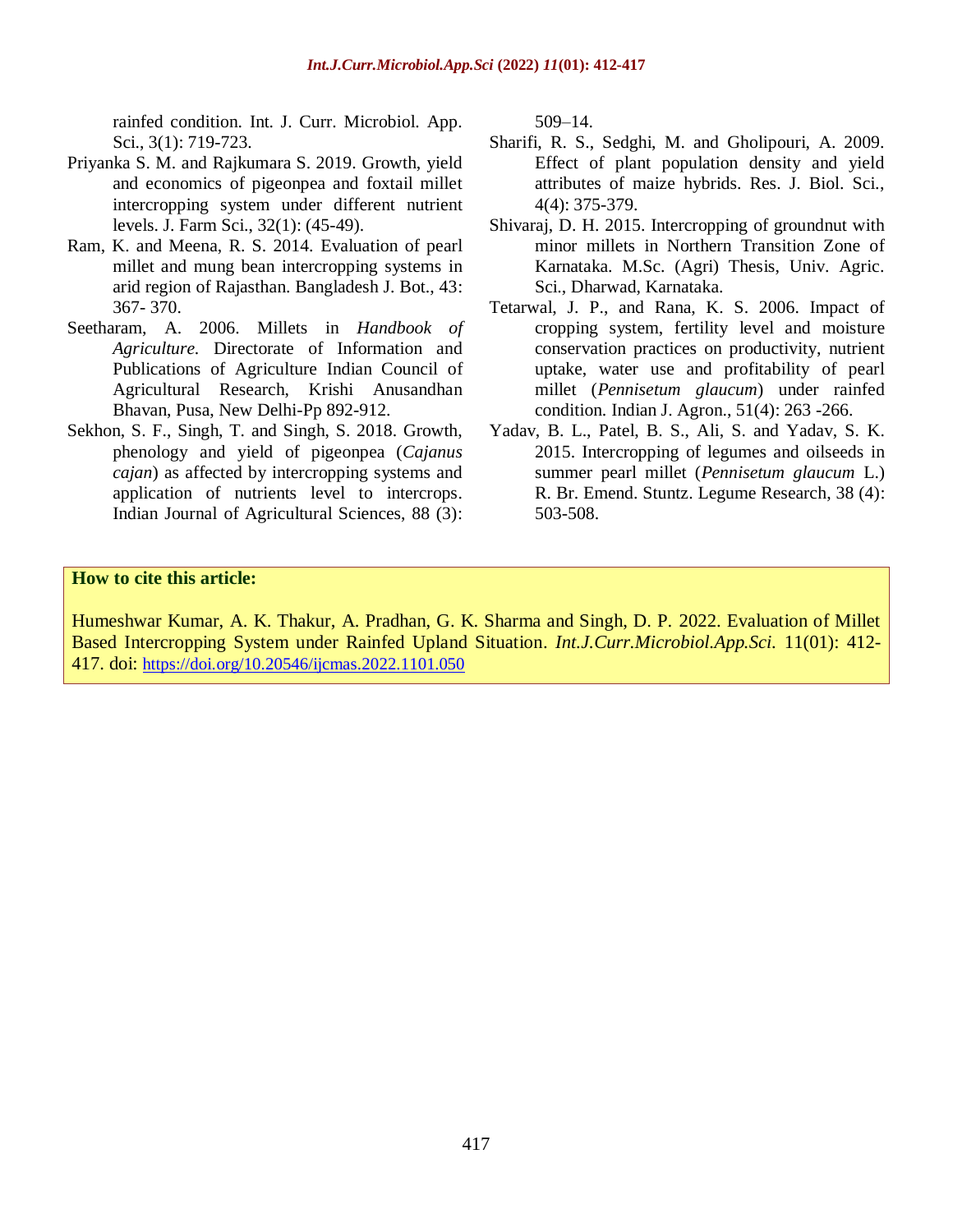rainfed condition. Int. J. Curr. Microbiol. App. Sci., 3(1): 719-723.

Priyanka S. M. and Rajkumara S. 2019. Growth, yield and economics of pigeonpea and foxtail millet intercropping system under different nutrient levels. J. Farm Sci., 32(1): (45-49).

Ram, K. and Meena, R. S. 2014. Evaluation of pearl millet and mung bean intercropping systems in arid region of Rajasthan. Bangladesh J. Bot., 43: 367- 370.

Seetharam, A. 2006. Millets in *Handbook of Agriculture.* Directorate of Information and Publications of Agriculture Indian Council of Agricultural Research, Krishi Anusandhan Bhavan, Pusa, New Delhi-Pp 892-912.

Sekhon, S. F., Singh, T. and Singh, S. 2018. Growth, phenology and yield of pigeonpea (*Cajanus cajan*) as affected by intercropping systems and application of nutrients level to intercrops. Indian Journal of Agricultural Sciences, 88 (3): 509–14.

Sharifi, R. S., Sedghi, M. and Gholipouri, A. 2009. Effect of plant population density and yield attributes of maize hybrids. Res. J. Biol. Sci., 4(4): 375-379.

Shivaraj, D. H. 2015. Intercropping of groundnut with minor millets in Northern Transition Zone of Karnataka. M.Sc. (Agri) Thesis, Univ. Agric. Sci., Dharwad, Karnataka.

Tetarwal, J. P., and Rana, K. S. 2006. Impact of cropping system, fertility level and moisture conservation practices on productivity, nutrient uptake, water use and profitability of pearl millet (*Pennisetum glaucum*) under rainfed condition. Indian J. Agron., 51(4): 263 -266.

Yadav, B. L., Patel, B. S., Ali, S. and Yadav, S. K. 2015. Intercropping of legumes and oilseeds in summer pearl millet (*Pennisetum glaucum* L.) R. Br. Emend. Stuntz. Legume Research, 38 (4): 503-508.

**How to cite this article:**

Humeshwar Kumar, A. K. Thakur, A. Pradhan, G. K. Sharma and Singh, D. P. 2022. Evaluation of Millet Based Intercropping System under Rainfed Upland Situation. *Int.J.Curr.Microbiol.App.Sci.* 11(01): 412-417. doi: https://doi.org/10.20546/ijcmas.2022.1101.050